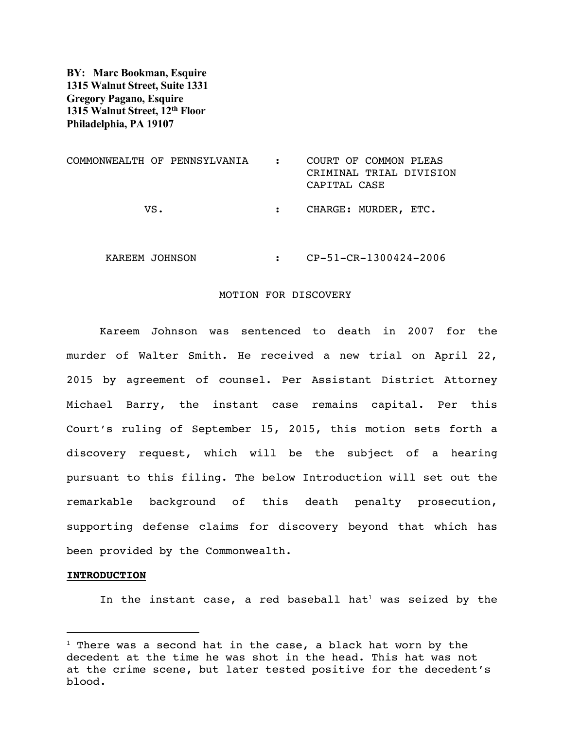**BY: Marc Bookman, Esquire**
**1315 Walnut Street, Suite 1331**
**Gregory Pagano, Esquire**
**1315 Walnut Street, 12th Floor**
**Philadelphia, PA 19107**

| | | |
|---|---|---|
| COMMONWEALTH OF PENNSYLVANIA | : | COURT OF COMMON PLEAS<br>CRIMINAL TRIAL DIVISION<br>CAPITAL CASE |
| VS. | : | CHARGE: MURDER, ETC. |
| KAREEM JOHNSON | : | CP-51-CR-1300424-2006 |

MOTION FOR DISCOVERY

Kareem Johnson was sentenced to death in 2007 for the murder of Walter Smith. He received a new trial on April 22, 2015 by agreement of counsel. Per Assistant District Attorney Michael Barry, the instant case remains capital. Per this Court's ruling of September 15, 2015, this motion sets forth a discovery request, which will be the subject of a hearing pursuant to this filing. The below Introduction will set out the remarkable background of this death penalty prosecution, supporting defense claims for discovery beyond that which has been provided by the Commonwealth.

**INTRODUCTION**

In the instant case, a red baseball hat[1] was seized by the

---

[1] There was a second hat in the case, a black hat worn by the decedent at the time he was shot in the head. This hat was not at the crime scene, but later tested positive for the decedent's blood.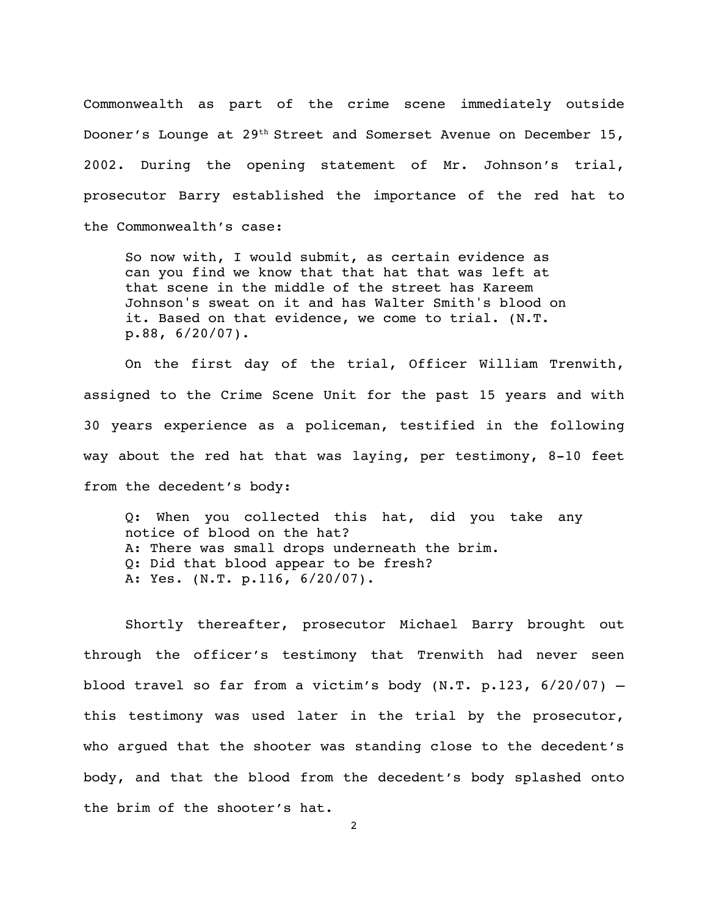Commonwealth as part of the crime scene immediately outside Dooner's Lounge at 29th Street and Somerset Avenue on December 15, 2002. During the opening statement of Mr. Johnson's trial, prosecutor Barry established the importance of the red hat to the Commonwealth's case:

> So now with, I would submit, as certain evidence as can you find we know that that hat that was left at that scene in the middle of the street has Kareem Johnson's sweat on it and has Walter Smith's blood on it. Based on that evidence, we come to trial. (N.T. p.88, 6/20/07).

On the first day of the trial, Officer William Trenwith, assigned to the Crime Scene Unit for the past 15 years and with 30 years experience as a policeman, testified in the following way about the red hat that was laying, per testimony, 8-10 feet from the decedent's body:

> Q: When you collected this hat, did you take any notice of blood on the hat?
> A: There was small drops underneath the brim.
> Q: Did that blood appear to be fresh?
> A: Yes. (N.T. p.116, 6/20/07).

Shortly thereafter, prosecutor Michael Barry brought out through the officer's testimony that Trenwith had never seen blood travel so far from a victim's body (N.T. p.123, 6/20/07) – this testimony was used later in the trial by the prosecutor, who argued that the shooter was standing close to the decedent's body, and that the blood from the decedent's body splashed onto the brim of the shooter's hat.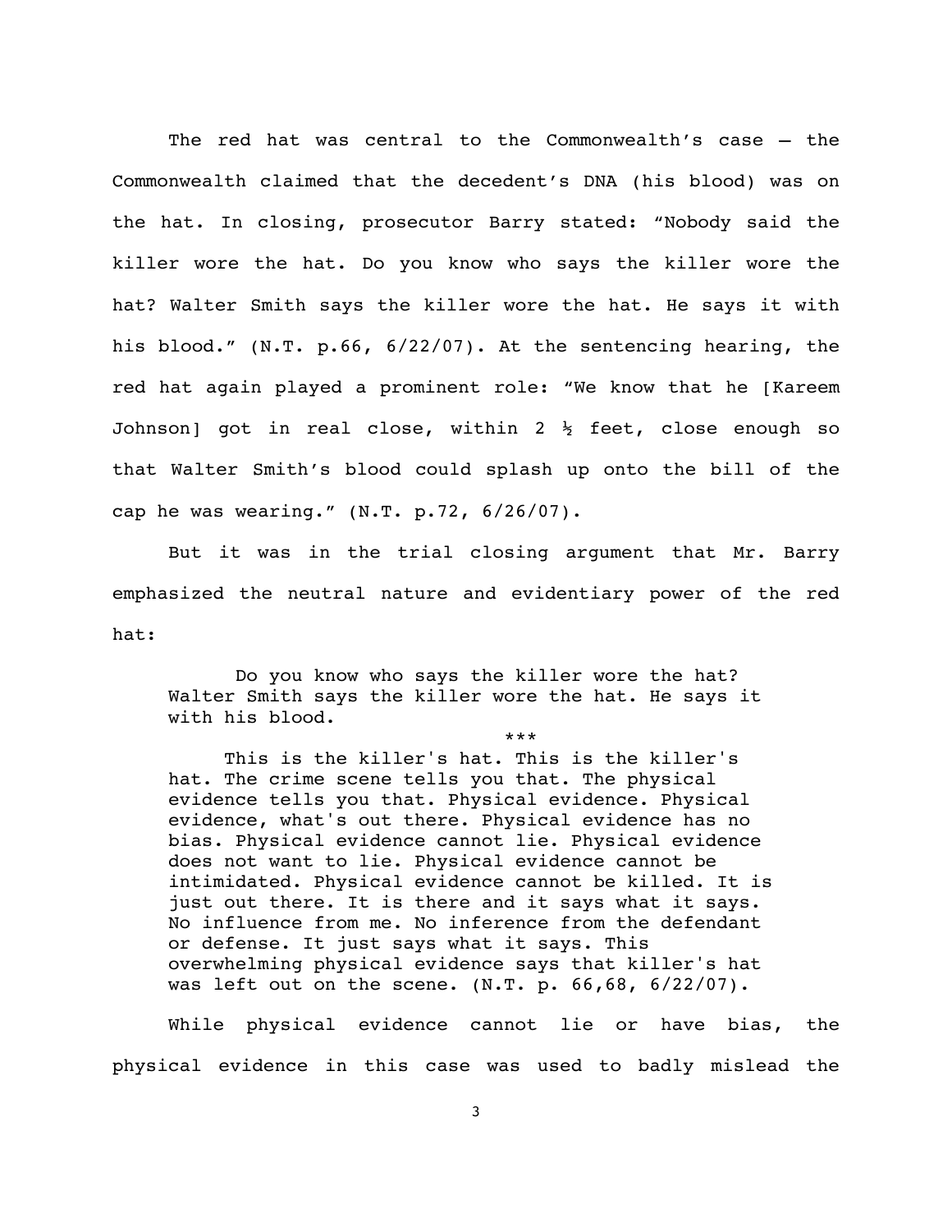The red hat was central to the Commonwealth's case – the Commonwealth claimed that the decedent's DNA (his blood) was on the hat. In closing, prosecutor Barry stated: "Nobody said the killer wore the hat. Do you know who says the killer wore the hat? Walter Smith says the killer wore the hat. He says it with his blood." (N.T. p.66, 6/22/07). At the sentencing hearing, the red hat again played a prominent role: "We know that he [Kareem Johnson] got in real close, within 2 ½ feet, close enough so that Walter Smith's blood could splash up onto the bill of the cap he was wearing." (N.T. p.72, 6/26/07).

But it was in the trial closing argument that Mr. Barry emphasized the neutral nature and evidentiary power of the red hat:

> Do you know who says the killer wore the hat? Walter Smith says the killer wore the hat. He says it with his blood.
>
> \*\*\*
>
> This is the killer's hat. This is the killer's hat. The crime scene tells you that. The physical evidence tells you that. Physical evidence. Physical evidence, what's out there. Physical evidence has no bias. Physical evidence cannot lie. Physical evidence does not want to lie. Physical evidence cannot be intimidated. Physical evidence cannot be killed. It is just out there. It is there and it says what it says. No influence from me. No inference from the defendant or defense. It just says what it says. This overwhelming physical evidence says that killer's hat was left out on the scene. (N.T. p. 66,68, 6/22/07).

While physical evidence cannot lie or have bias, the physical evidence in this case was used to badly mislead the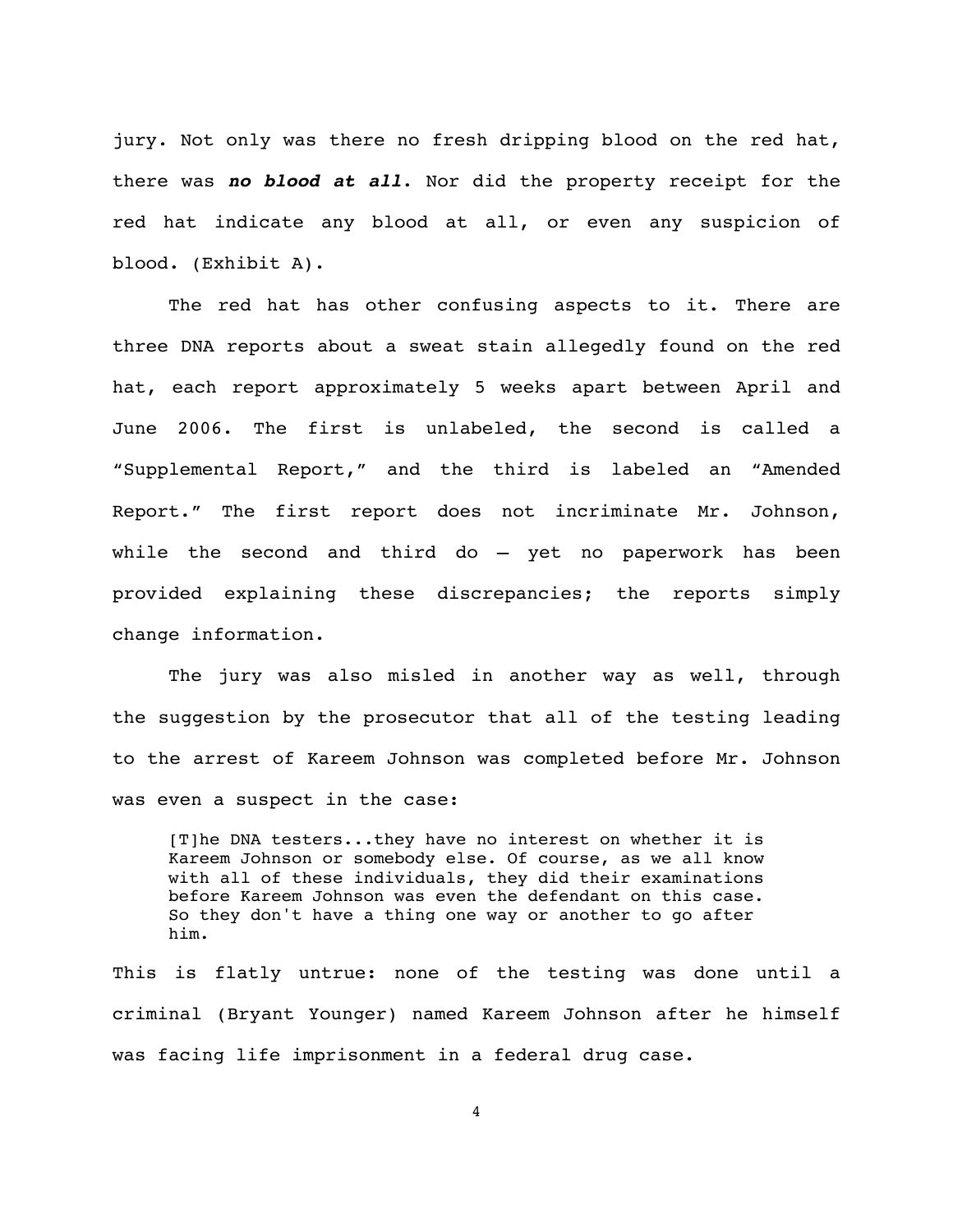jury. Not only was there no fresh dripping blood on the red hat, there was ***no blood at all***. Nor did the property receipt for the red hat indicate any blood at all, or even any suspicion of blood. (Exhibit A).

The red hat has other confusing aspects to it. There are three DNA reports about a sweat stain allegedly found on the red hat, each report approximately 5 weeks apart between April and June 2006. The first is unlabeled, the second is called a "Supplemental Report," and the third is labeled an "Amended Report." The first report does not incriminate Mr. Johnson, while the second and third do – yet no paperwork has been provided explaining these discrepancies; the reports simply change information.

The jury was also misled in another way as well, through the suggestion by the prosecutor that all of the testing leading to the arrest of Kareem Johnson was completed before Mr. Johnson was even a suspect in the case:

> [T]he DNA testers...they have no interest on whether it is Kareem Johnson or somebody else. Of course, as we all know with all of these individuals, they did their examinations before Kareem Johnson was even the defendant on this case. So they don't have a thing one way or another to go after him.

This is flatly untrue: none of the testing was done until a criminal (Bryant Younger) named Kareem Johnson after he himself was facing life imprisonment in a federal drug case.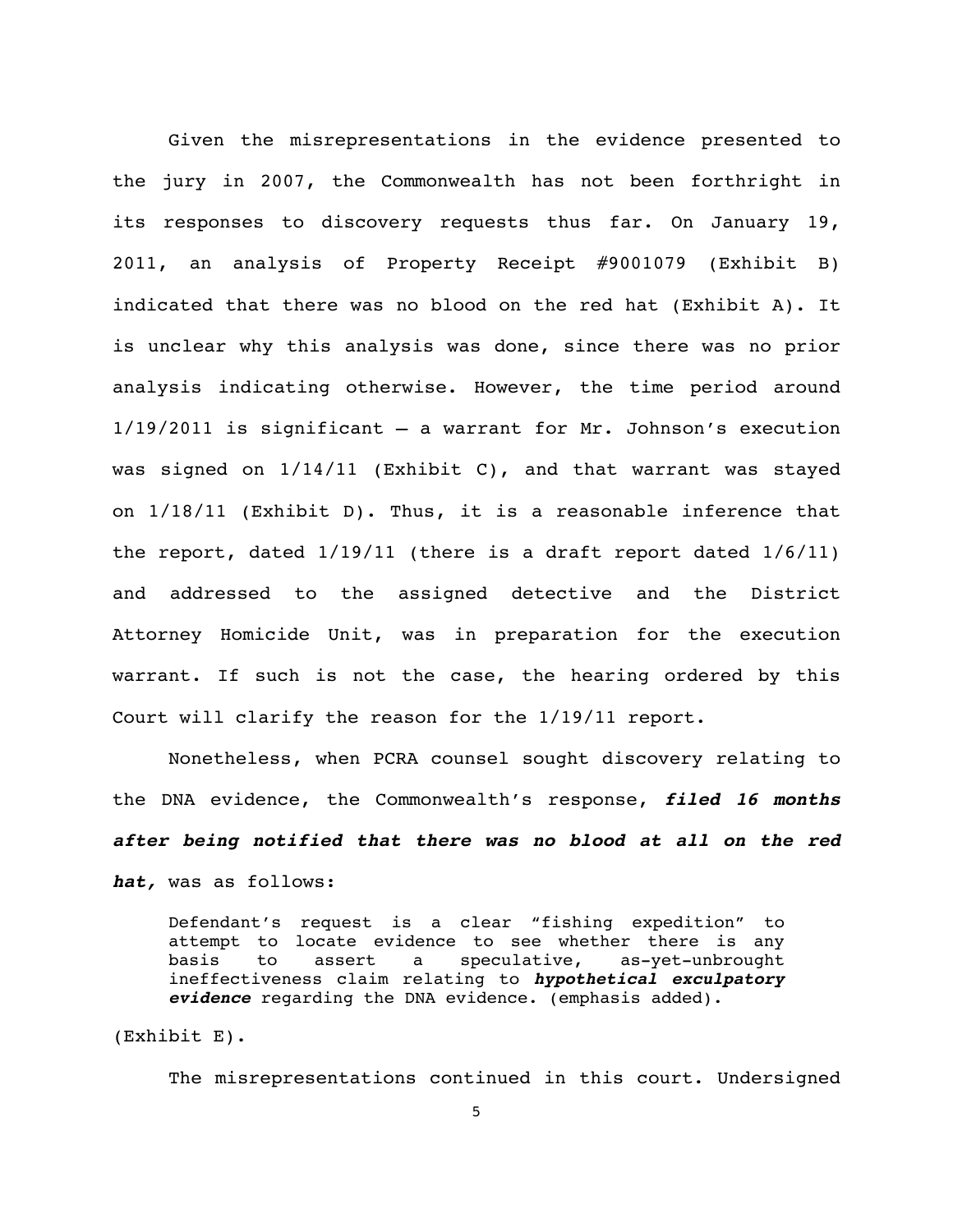Given the misrepresentations in the evidence presented to the jury in 2007, the Commonwealth has not been forthright in its responses to discovery requests thus far. On January 19, 2011, an analysis of Property Receipt #9001079 (Exhibit B) indicated that there was no blood on the red hat (Exhibit A). It is unclear why this analysis was done, since there was no prior analysis indicating otherwise. However, the time period around 1/19/2011 is significant – a warrant for Mr. Johnson's execution was signed on 1/14/11 (Exhibit C), and that warrant was stayed on 1/18/11 (Exhibit D). Thus, it is a reasonable inference that the report, dated 1/19/11 (there is a draft report dated 1/6/11) and addressed to the assigned detective and the District Attorney Homicide Unit, was in preparation for the execution warrant. If such is not the case, the hearing ordered by this Court will clarify the reason for the 1/19/11 report.

Nonetheless, when PCRA counsel sought discovery relating to the DNA evidence, the Commonwealth's response, ***filed 16 months after being notified that there was no blood at all on the red hat,*** was as follows:

> Defendant's request is a clear "fishing expedition" to attempt to locate evidence to see whether there is any basis to assert a speculative, as-yet-unbrought ineffectiveness claim relating to ***hypothetical exculpatory evidence*** regarding the DNA evidence. (emphasis added).

(Exhibit E).

The misrepresentations continued in this court. Undersigned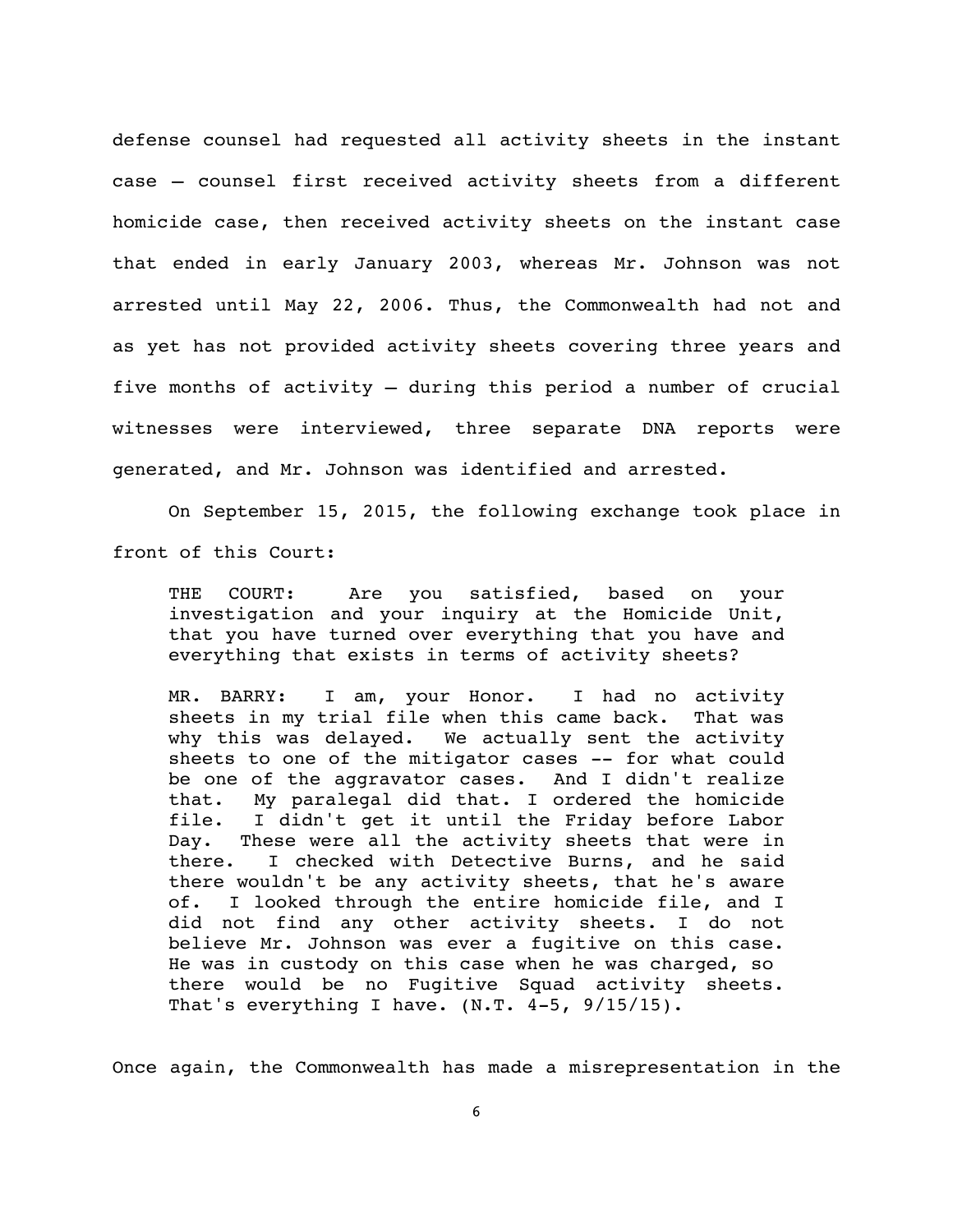defense counsel had requested all activity sheets in the instant case – counsel first received activity sheets from a different homicide case, then received activity sheets on the instant case that ended in early January 2003, whereas Mr. Johnson was not arrested until May 22, 2006. Thus, the Commonwealth had not and as yet has not provided activity sheets covering three years and five months of activity – during this period a number of crucial witnesses were interviewed, three separate DNA reports were generated, and Mr. Johnson was identified and arrested.

On September 15, 2015, the following exchange took place in front of this Court:

> THE COURT: Are you satisfied, based on your investigation and your inquiry at the Homicide Unit, that you have turned over everything that you have and everything that exists in terms of activity sheets?
>
> MR. BARRY: I am, your Honor. I had no activity sheets in my trial file when this came back. That was why this was delayed. We actually sent the activity sheets to one of the mitigator cases -- for what could be one of the aggravator cases. And I didn't realize that. My paralegal did that. I ordered the homicide file. I didn't get it until the Friday before Labor Day. These were all the activity sheets that were in there. I checked with Detective Burns, and he said there wouldn't be any activity sheets, that he's aware of. I looked through the entire homicide file, and I did not find any other activity sheets. I do not believe Mr. Johnson was ever a fugitive on this case. He was in custody on this case when he was charged, so there would be no Fugitive Squad activity sheets. That's everything I have. (N.T. 4-5, 9/15/15).

Once again, the Commonwealth has made a misrepresentation in the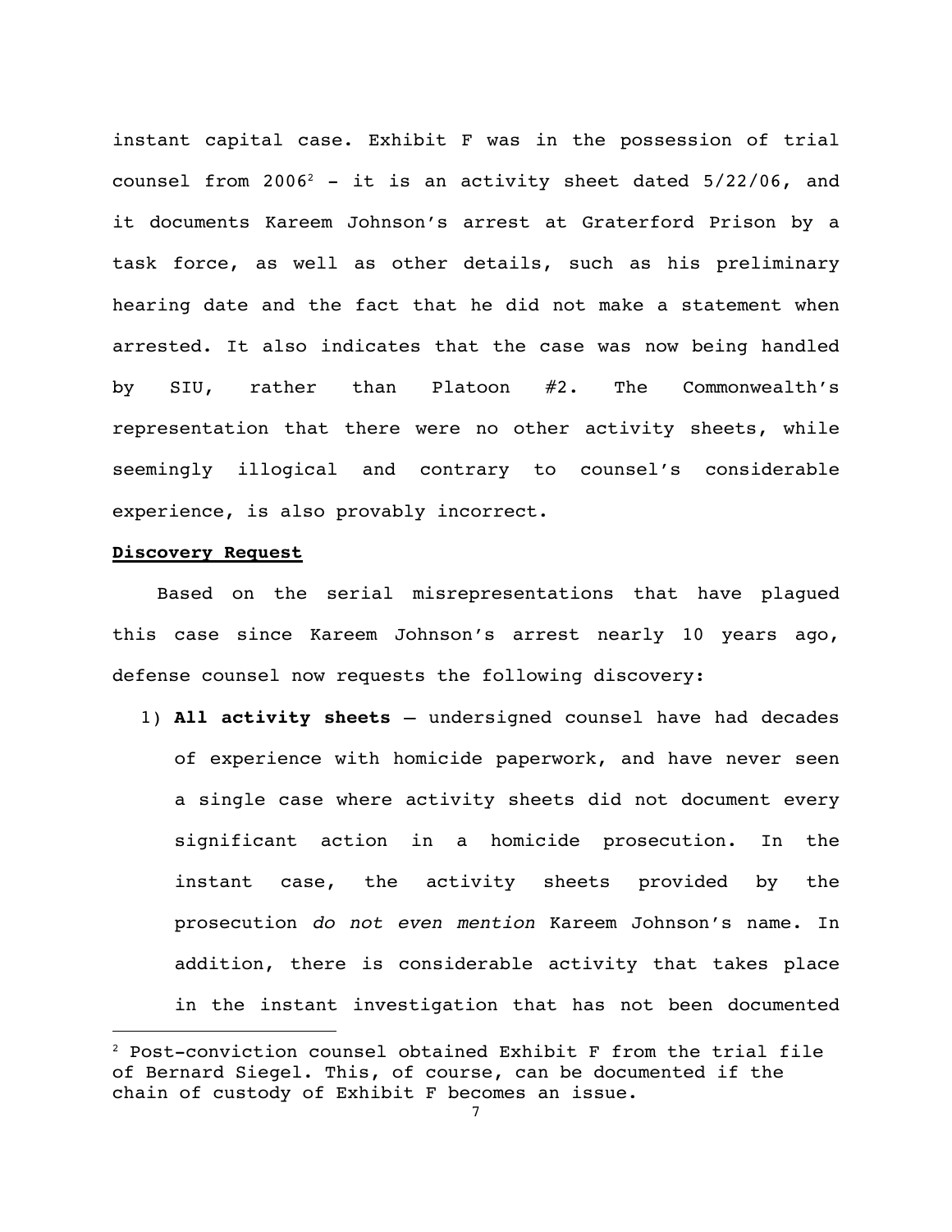instant capital case. Exhibit F was in the possession of trial counsel from 2006[2] - it is an activity sheet dated 5/22/06, and it documents Kareem Johnson's arrest at Graterford Prison by a task force, as well as other details, such as his preliminary hearing date and the fact that he did not make a statement when arrested. It also indicates that the case was now being handled by SIU, rather than Platoon #2. The Commonwealth's representation that there were no other activity sheets, while seemingly illogical and contrary to counsel's considerable experience, is also provably incorrect.

**Discovery Request**

Based on the serial misrepresentations that have plagued this case since Kareem Johnson's arrest nearly 10 years ago, defense counsel now requests the following discovery:

1) **All activity sheets** – undersigned counsel have had decades of experience with homicide paperwork, and have never seen a single case where activity sheets did not document every significant action in a homicide prosecution. In the instant case, the activity sheets provided by the prosecution *do not even mention* Kareem Johnson's name. In addition, there is considerable activity that takes place in the instant investigation that has not been documented

[2] Post-conviction counsel obtained Exhibit F from the trial file of Bernard Siegel. This, of course, can be documented if the chain of custody of Exhibit F becomes an issue.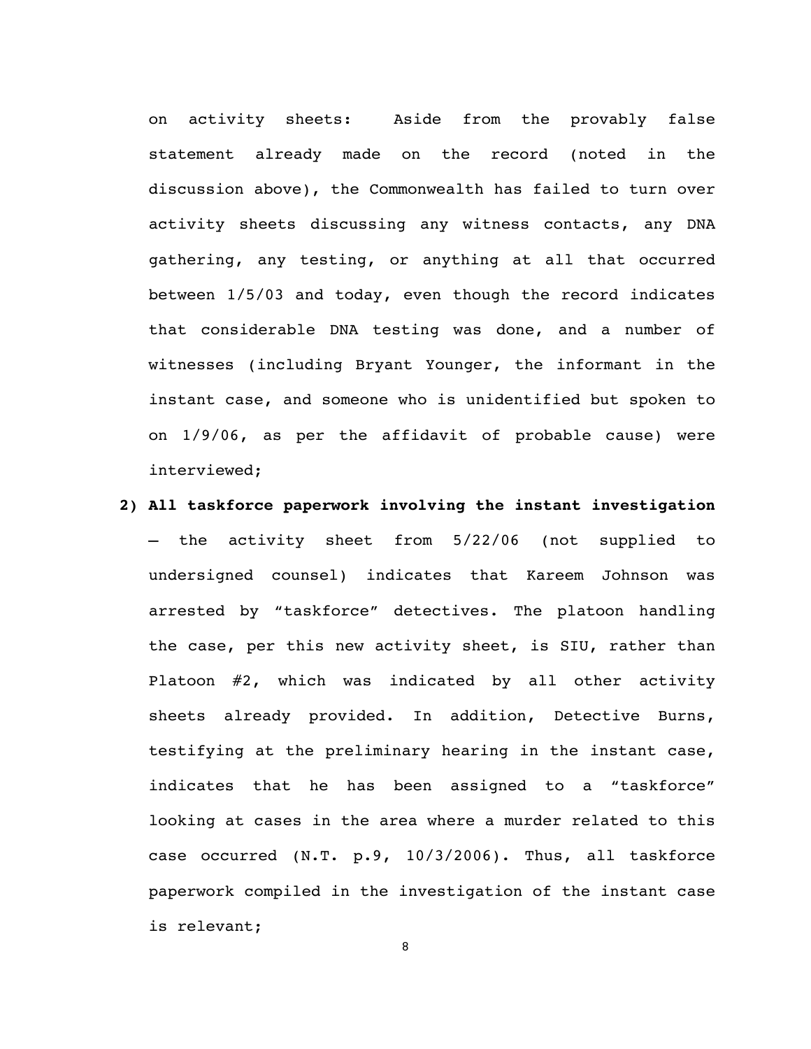on activity sheets: Aside from the provably false statement already made on the record (noted in the discussion above), the Commonwealth has failed to turn over activity sheets discussing any witness contacts, any DNA gathering, any testing, or anything at all that occurred between 1/5/03 and today, even though the record indicates that considerable DNA testing was done, and a number of witnesses (including Bryant Younger, the informant in the instant case, and someone who is unidentified but spoken to on 1/9/06, as per the affidavit of probable cause) were interviewed;

2) **All taskforce paperwork involving the instant investigation** – the activity sheet from 5/22/06 (not supplied to undersigned counsel) indicates that Kareem Johnson was arrested by "taskforce" detectives. The platoon handling the case, per this new activity sheet, is SIU, rather than Platoon #2, which was indicated by all other activity sheets already provided. In addition, Detective Burns, testifying at the preliminary hearing in the instant case, indicates that he has been assigned to a "taskforce" looking at cases in the area where a murder related to this case occurred (N.T. p.9, 10/3/2006). Thus, all taskforce paperwork compiled in the investigation of the instant case is relevant;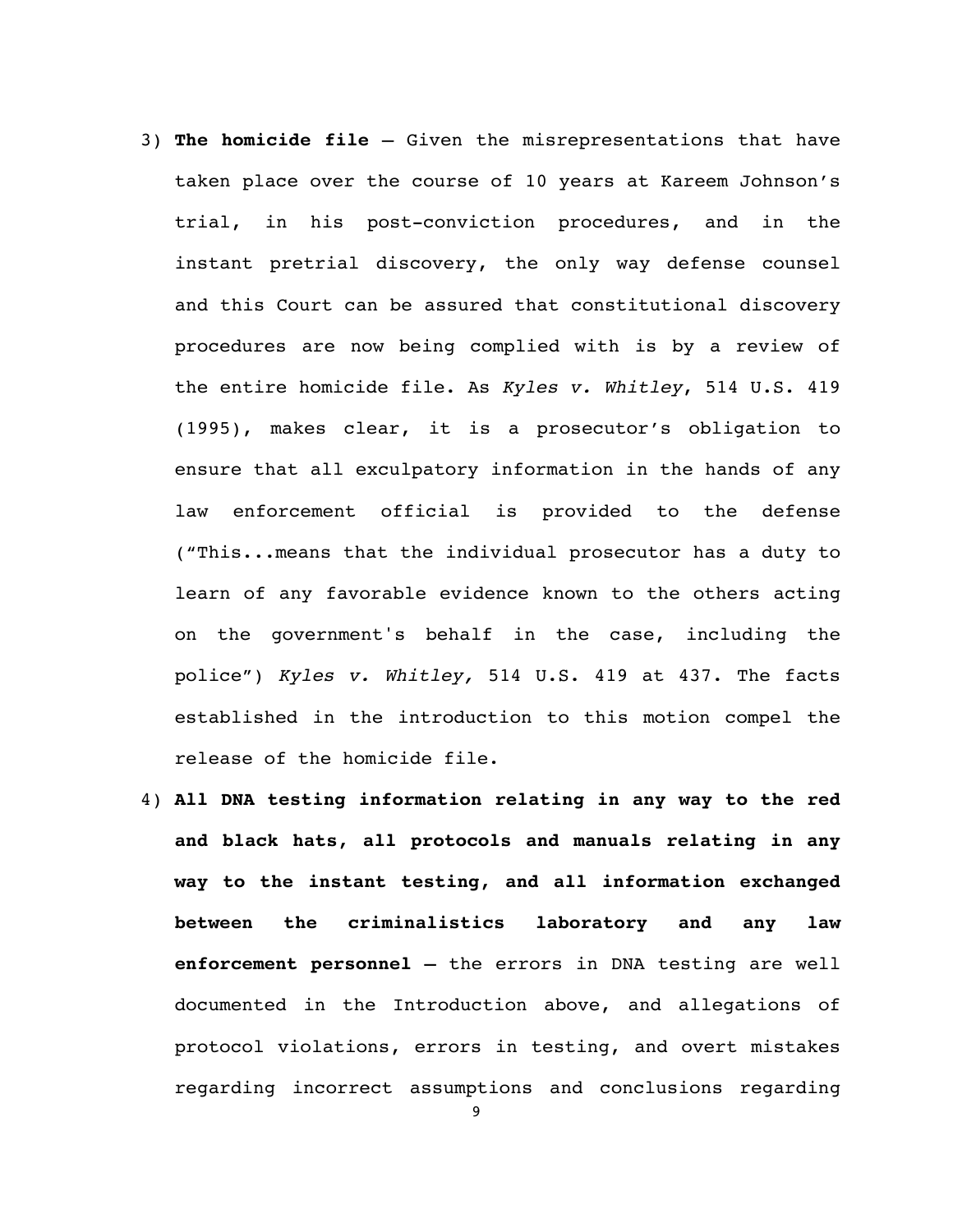3) **The homicide file** – Given the misrepresentations that have taken place over the course of 10 years at Kareem Johnson's trial, in his post-conviction procedures, and in the instant pretrial discovery, the only way defense counsel and this Court can be assured that constitutional discovery procedures are now being complied with is by a review of the entire homicide file. As *Kyles v. Whitley*, 514 U.S. 419 (1995), makes clear, it is a prosecutor's obligation to ensure that all exculpatory information in the hands of any law enforcement official is provided to the defense ("This...means that the individual prosecutor has a duty to learn of any favorable evidence known to the others acting on the government's behalf in the case, including the police") *Kyles v. Whitley,* 514 U.S. 419 at 437. The facts established in the introduction to this motion compel the release of the homicide file.

4) **All DNA testing information relating in any way to the red and black hats, all protocols and manuals relating in any way to the instant testing, and all information exchanged between the criminalistics laboratory and any law enforcement personnel** – the errors in DNA testing are well documented in the Introduction above, and allegations of protocol violations, errors in testing, and overt mistakes regarding incorrect assumptions and conclusions regarding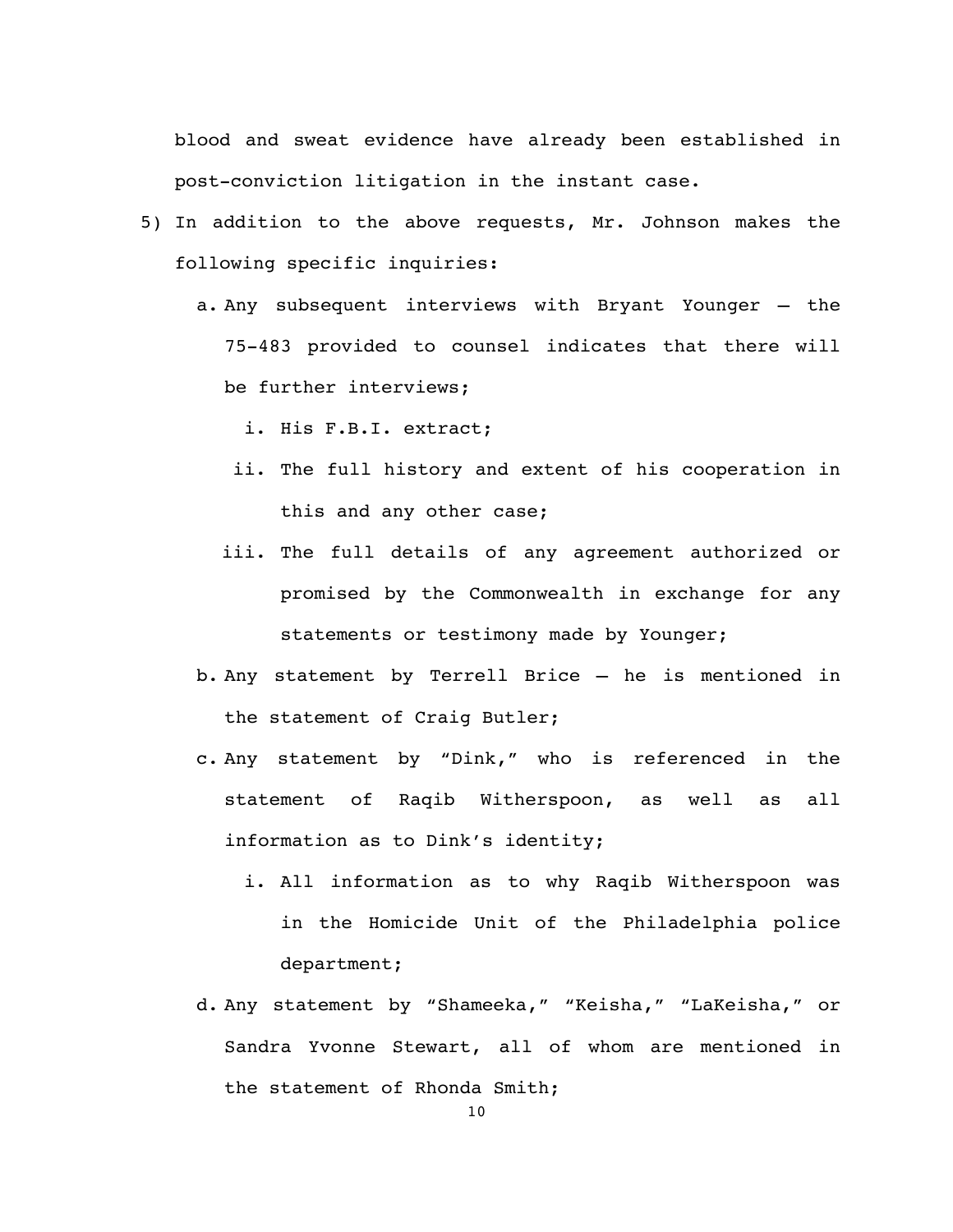blood and sweat evidence have already been established in post-conviction litigation in the instant case.

5) In addition to the above requests, Mr. Johnson makes the following specific inquiries:

   a. Any subsequent interviews with Bryant Younger – the 75-483 provided to counsel indicates that there will be further interviews;

      i. His F.B.I. extract;

      ii. The full history and extent of his cooperation in this and any other case;

      iii. The full details of any agreement authorized or promised by the Commonwealth in exchange for any statements or testimony made by Younger;

   b. Any statement by Terrell Brice – he is mentioned in the statement of Craig Butler;

   c. Any statement by "Dink," who is referenced in the statement of Raqib Witherspoon, as well as all information as to Dink's identity;

      i. All information as to why Raqib Witherspoon was in the Homicide Unit of the Philadelphia police department;

   d. Any statement by "Shameeka," "Keisha," "LaKeisha," or Sandra Yvonne Stewart, all of whom are mentioned in the statement of Rhonda Smith;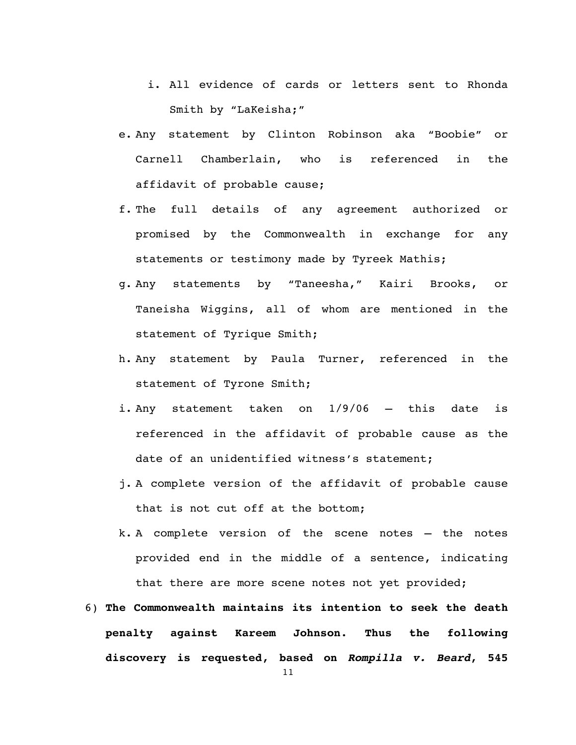i. All evidence of cards or letters sent to Rhonda Smith by "LaKeisha;"

e. Any statement by Clinton Robinson aka "Boobie" or Carnell Chamberlain, who is referenced in the affidavit of probable cause;

f. The full details of any agreement authorized or promised by the Commonwealth in exchange for any statements or testimony made by Tyreek Mathis;

g. Any statements by "Taneesha," Kairi Brooks, or Taneisha Wiggins, all of whom are mentioned in the statement of Tyrique Smith;

h. Any statement by Paula Turner, referenced in the statement of Tyrone Smith;

i. Any statement taken on 1/9/06 – this date is referenced in the affidavit of probable cause as the date of an unidentified witness's statement;

j. A complete version of the affidavit of probable cause that is not cut off at the bottom;

k. A complete version of the scene notes – the notes provided end in the middle of a sentence, indicating that there are more scene notes not yet provided;

6) **The Commonwealth maintains its intention to seek the death penalty against Kareem Johnson. Thus the following discovery is requested, based on *Rompilla v. Beard*, 545**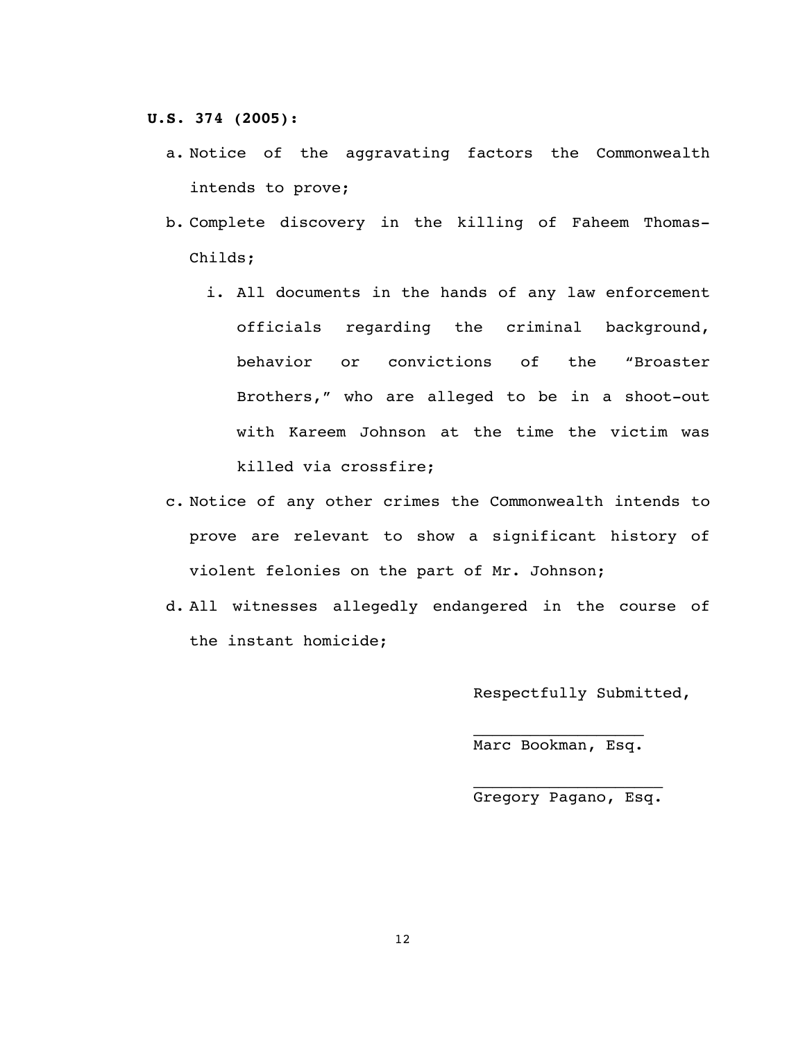**U.S. 374 (2005):**

a. Notice of the aggravating factors the Commonwealth intends to prove;

b. Complete discovery in the killing of Faheem Thomas-Childs;

    i. All documents in the hands of any law enforcement officials regarding the criminal background, behavior or convictions of the "Broaster Brothers," who are alleged to be in a shoot-out with Kareem Johnson at the time the victim was killed via crossfire;

c. Notice of any other crimes the Commonwealth intends to prove are relevant to show a significant history of violent felonies on the part of Mr. Johnson;

d. All witnesses allegedly endangered in the course of the instant homicide;

Respectfully Submitted,

\_\_\_\_\_\_\_\_\_\_\_\_\_\_\_\_\_\_

Marc Bookman, Esq.

\_\_\_\_\_\_\_\_\_\_\_\_\_\_\_\_\_\_\_\_

Gregory Pagano, Esq.